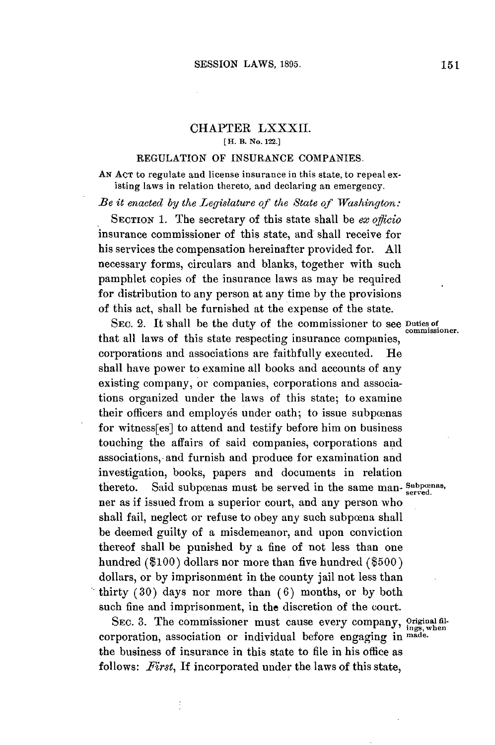# CHAPTER LXXXII.

[H. B. No. 122.]

## REGULATION OF INSURANCE COMPANIES.

AN ACT to regulate and license insurance in this state, to repeal existing laws in relation thereto, and declaring an emergency.

*Be it enacted by the Legislature of the State of Washington:*

SECTION 1. The secretary of this state shall be *ex officio* insurance commissioner of this state, and shall receive for his services the compensation hereinafter provided for. All necessary forms, circulars and blanks, together with such pamphlet copies of the insurance laws as may be required for distribution to any person at any time by the provisions of this act, shall be furnished at the expense of the state.

Duties of commissioner.

SEC. 2. It shall be the duty of the commissioner to see that all laws of this state respecting insurance companies, corporations and associations are faithfully executed. He shall have power to examine all books and accounts of any existing company, or companies, corporations and associations organized under the laws of this state; to examine their officers and employés under oath; to issue subpœnas for witness[es] to attend and testify before him on business touching the affairs of said companies, corporations and associations, and furnish and produce for examination and investigation, books, papers and documents in relation thereto. Said subpœnas must be served in the same manner as if issued from a superior court, and any person who shall fail, neglect or refuse to obey any such subpœna shall be deemed guilty of a misdemeanor, and upon conviction thereof shall be punished by a fine of not less than one hundred ($100) dollars nor more than five hundred ($500) dollars, or by imprisonment in the county jail not less than thirty (30) days nor more than (6) months, or by both such fine and imprisonment, in the discretion of the court.

Subpœnas, served.

Original filings, when made.

SEC. 3. The commissioner must cause every company, corporation, association or individual before engaging in the business of insurance in this state to file in his office as follows: *First*, If incorporated under the laws of this state,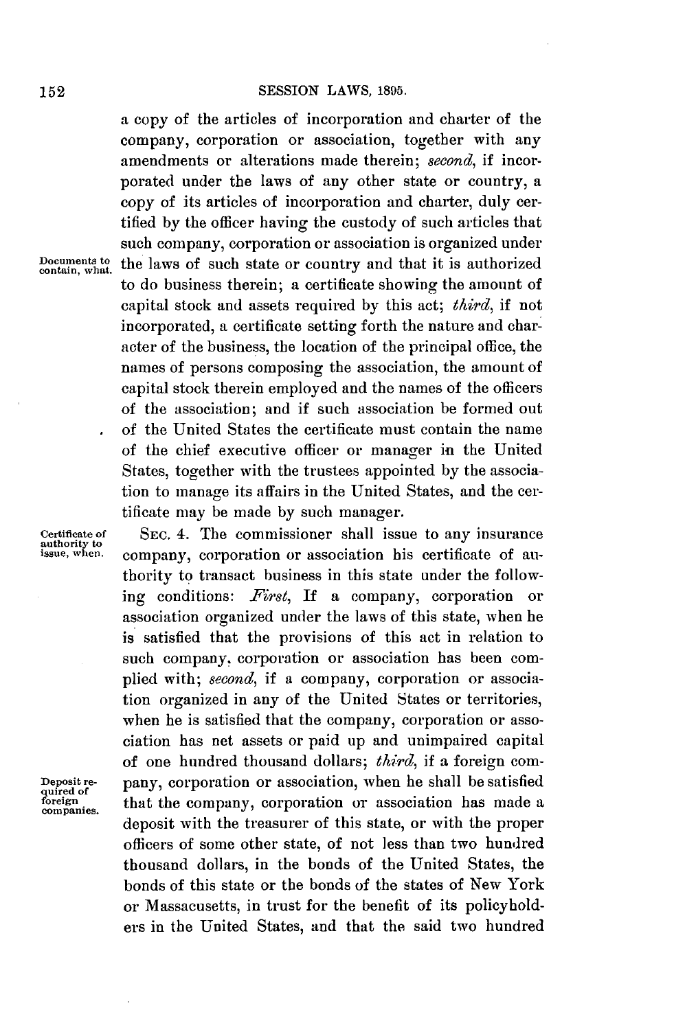a copy of the articles of incorporation and charter of the company, corporation or association, together with any amendments or alterations made therein; *second*, if incorporated under the laws of any other state or country, a copy of its articles of incorporation and charter, duly certified by the officer having the custody of such articles that such company, corporation or association is organized under the laws of such state or country and that it is authorized to do business therein; a certificate showing the amount of capital stock and assets required by this act; *third*, if not incorporated, a certificate setting forth the nature and character of the business, the location of the principal office, the names of persons composing the association, the amount of capital stock therein employed and the names of the officers of the association; and if such association be formed out of the United States the certificate must contain the name of the chief executive officer or manager in the United States, together with the trustees appointed by the association to manage its affairs in the United States, and the certificate may be made by such manager.

Documents to contain, what.

Certificate of authority to issue, when.

SEC. 4. The commissioner shall issue to any insurance company, corporation or association his certificate of authority to transact business in this state under the following conditions: *First*, If a company, corporation or association organized under the laws of this state, when he is satisfied that the provisions of this act in relation to such company, corporation or association has been complied with; *second*, if a company, corporation or association organized in any of the United States or territories, when he is satisfied that the company, corporation or association has net assets or paid up and unimpaired capital of one hundred thousand dollars; *third*, if a foreign company, corporation or association, when he shall be satisfied that the company, corporation or association has made a deposit with the treasurer of this state, or with the proper officers of some other state, of not less than two hundred thousand dollars, in the bonds of the United States, the bonds of this state or the bonds of the states of New York or Massacusetts, in trust for the benefit of its policyholders in the United States, and that the said two hundred

Deposit required of foreign companies.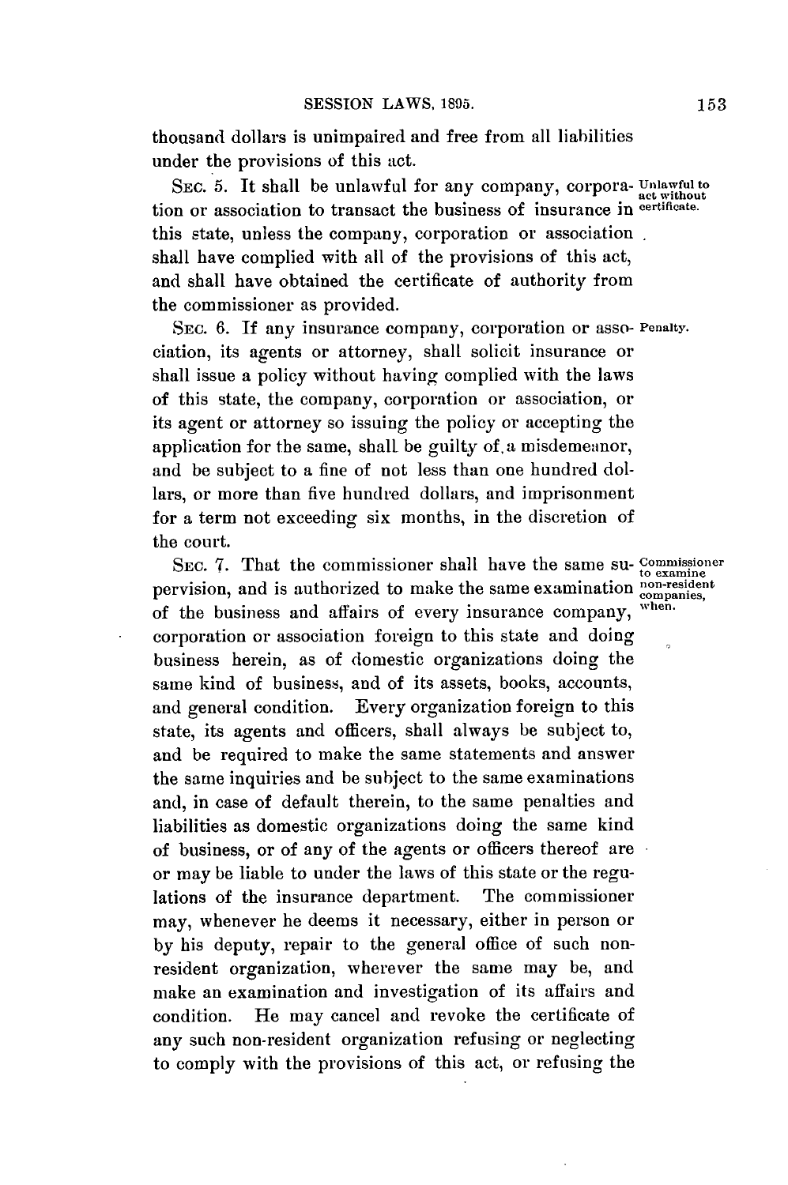thousand dollars is unimpaired and free from all liabilities under the provisions of this act.

SEC. 5. It shall be unlawful for any company, corporation or association to transact the business of insurance in this state, unless the company, corporation or association shall have complied with all of the provisions of this act, and shall have obtained the certificate of authority from the commissioner as provided.

*Unlawful to act without certificate.*

SEC. 6. If any insurance company, corporation or association, its agents or attorney, shall solicit insurance or shall issue a policy without having complied with the laws of this state, the company, corporation or association, or its agent or attorney so issuing the policy or accepting the application for the same, shall be guilty of a misdemeanor, and be subject to a fine of not less than one hundred dollars, or more than five hundred dollars, and imprisonment for a term not exceeding six months, in the discretion of the court.

*Penalty.*

SEC. 7. That the commissioner shall have the same supervision, and is authorized to make the same examination of the business and affairs of every insurance company, corporation or association foreign to this state and doing business herein, as of domestic organizations doing the same kind of business, and of its assets, books, accounts, and general condition. Every organization foreign to this state, its agents and officers, shall always be subject to, and be required to make the same statements and answer the same inquiries and be subject to the same examinations and, in case of default therein, to the same penalties and liabilities as domestic organizations doing the same kind of business, or of any of the agents or officers thereof are or may be liable to under the laws of this state or the regulations of the insurance department. The commissioner may, whenever he deems it necessary, either in person or by his deputy, repair to the general office of such non-resident organization, wherever the same may be, and make an examination and investigation of its affairs and condition. He may cancel and revoke the certificate of any such non-resident organization refusing or neglecting to comply with the provisions of this act, or refusing the

*Commissioner to examine non-resident companies, when.*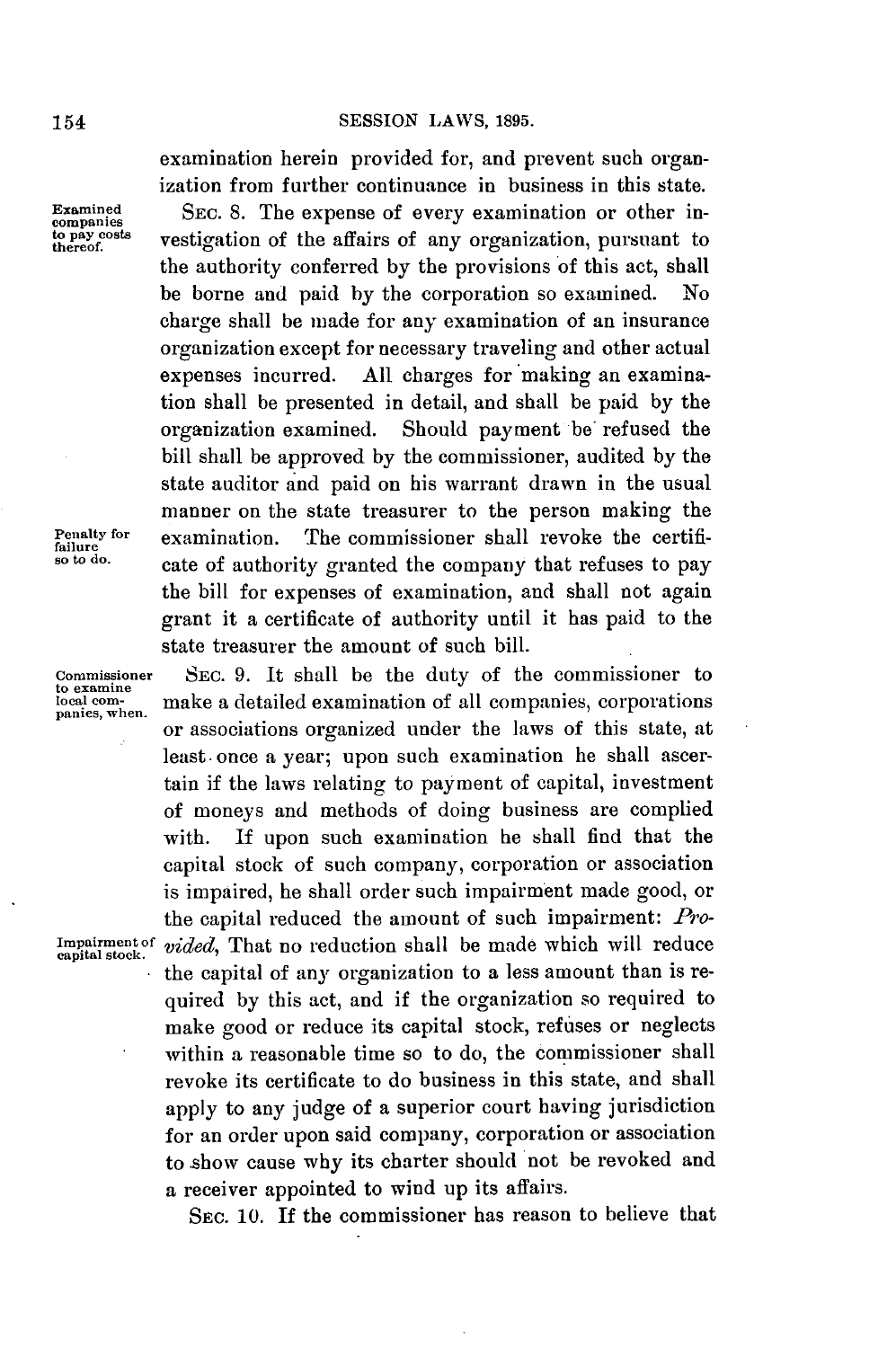examination herein provided for, and prevent such organization from further continuance in business in this state.

Examined companies to pay costs thereof.

SEC. 8. The expense of every examination or other investigation of the affairs of any organization, pursuant to the authority conferred by the provisions of this act, shall be borne and paid by the corporation so examined. No charge shall be made for any examination of an insurance organization except for necessary traveling and other actual expenses incurred. All charges for making an examination shall be presented in detail, and shall be paid by the organization examined. Should payment be refused the bill shall be approved by the commissioner, audited by the state auditor and paid on his warrant drawn in the usual manner on the state treasurer to the person making the examination. The commissioner shall revoke the certificate of authority granted the company that refuses to pay the bill for expenses of examination, and shall not again grant it a certificate of authority until it has paid to the state treasurer the amount of such bill.

Penalty for failure so to do.

Commissioner to examine local companies, when.

SEC. 9. It shall be the duty of the commissioner to make a detailed examination of all companies, corporations or associations organized under the laws of this state, at least once a year; upon such examination he shall ascertain if the laws relating to payment of capital, investment of moneys and methods of doing business are complied with. If upon such examination he shall find that the capital stock of such company, corporation or association is impaired, he shall order such impairment made good, or the capital reduced the amount of such impairment: *Provided*, That no reduction shall be made which will reduce the capital of any organization to a less amount than is required by this act, and if the organization so required to make good or reduce its capital stock, refuses or neglects within a reasonable time so to do, the commissioner shall revoke its certificate to do business in this state, and shall apply to any judge of a superior court having jurisdiction for an order upon said company, corporation or association to show cause why its charter should not be revoked and a receiver appointed to wind up its affairs.

Impairment of capital stock.

SEC. 10. If the commissioner has reason to believe that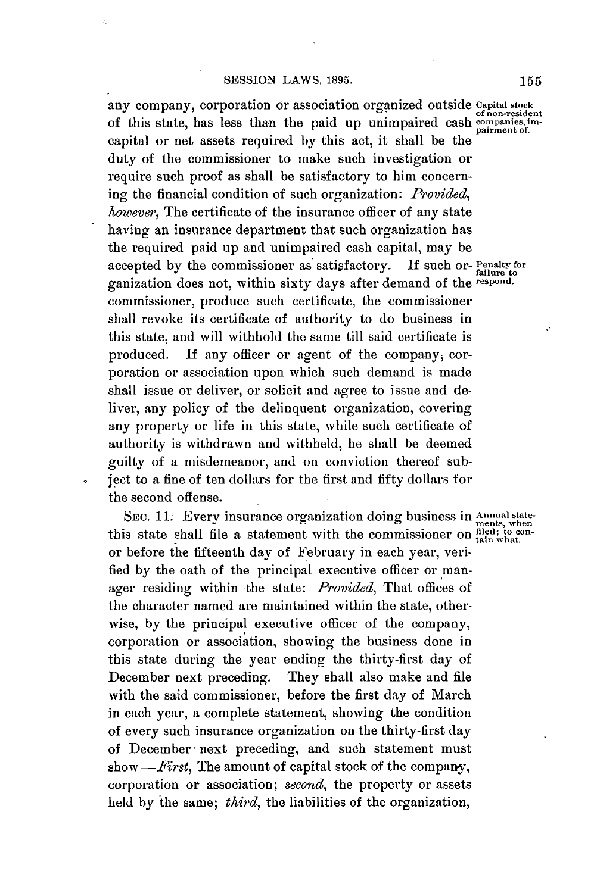any company, corporation or association organized outside of this state, has less than the paid up unimpaired cash capital or net assets required by this act, it shall be the duty of the commissioner to make such investigation or require such proof as shall be satisfactory to him concerning the financial condition of such organization: *Provided, however*, The certificate of the insurance officer of any state having an insurance department that such organization has the required paid up and unimpaired cash capital, may be accepted by the commissioner as satisfactory. If such organization does not, within sixty days after demand of the commissioner, produce such certificate, the commissioner shall revoke its certificate of authority to do business in this state, and will withhold the same till said certificate is produced. If any officer or agent of the company, corporation or association upon which such demand is made shall issue or deliver, or solicit and agree to issue and deliver, any policy of the delinquent organization, covering any property or life in this state, while such certificate of authority is withdrawn and withheld, he shall be deemed guilty of a misdemeanor, and on conviction thereof subject to a fine of ten dollars for the first and fifty dollars for the second offense.

Capital stock of non-resident companies, impairment of.

Penalty for failure to respond.

SEC. 11. Every insurance organization doing business in this state shall file a statement with the commissioner on or before the fifteenth day of February in each year, verified by the oath of the principal executive officer or manager residing within the state: *Provided*, That offices of the character named are maintained within the state, otherwise, by the principal executive officer of the company, corporation or association, showing the business done in this state during the year ending the thirty-first day of December next preceding. They shall also make and file with the said commissioner, before the first day of March in each year, a complete statement, showing the condition of every such insurance organization on the thirty-first day of December next preceding, and such statement must show—*First*, The amount of capital stock of the company, corporation or association; *second*, the property or assets held by the same; *third*, the liabilities of the organization,

Annual statements, when filed; to contain what.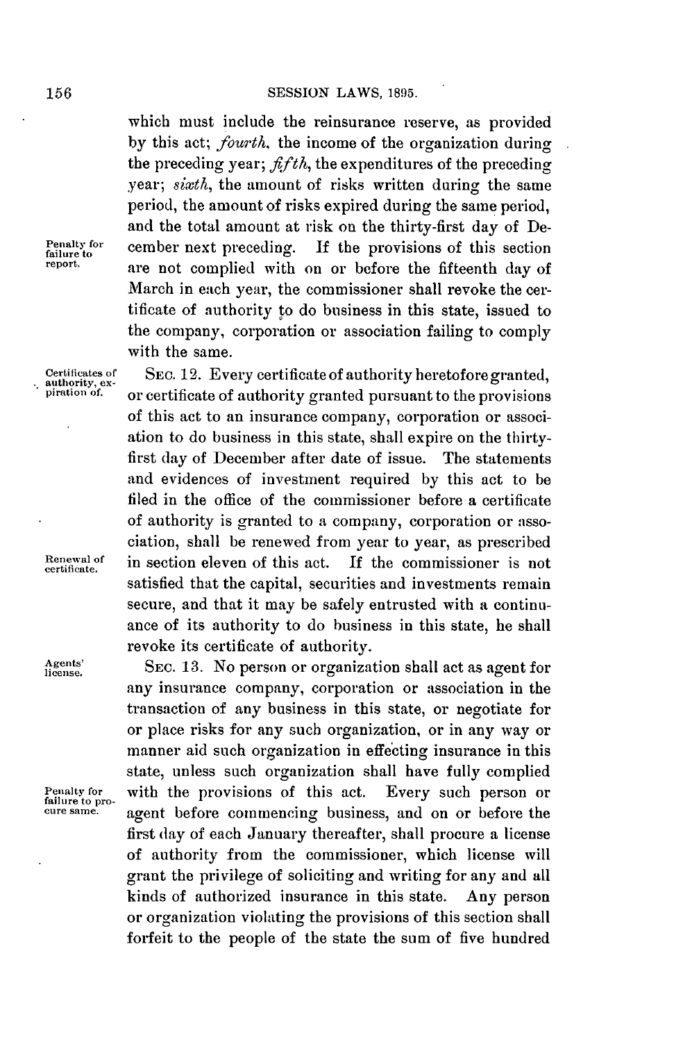which must include the reinsurance reserve, as provided by this act; *fourth*, the income of the organization during the preceding year; *fifth*, the expenditures of the preceding year; *sixth*, the amount of risks written during the same period, the amount of risks expired during the same period, and the total amount at risk on the thirty-first day of December next preceding. If the provisions of this section are not complied with on or before the fifteenth day of March in each year, the commissioner shall revoke the certificate of authority to do business in this state, issued to the company, corporation or association failing to comply with the same.

Penalty for failure to report.

Certificates of authority, expiration of.

SEC. 12. Every certificate of authority heretofore granted, or certificate of authority granted pursuant to the provisions of this act to an insurance company, corporation or association to do business in this state, shall expire on the thirty-first day of December after date of issue. The statements and evidences of investment required by this act to be filed in the office of the commissioner before a certificate of authority is granted to a company, corporation or association, shall be renewed from year to year, as prescribed in section eleven of this act. If the commissioner is not satisfied that the capital, securities and investments remain secure, and that it may be safely entrusted with a continuance of its authority to do business in this state, he shall revoke its certificate of authority.

Renewal of certificate.

Agents' license.

SEC. 13. No person or organization shall act as agent for any insurance company, corporation or association in the transaction of any business in this state, or negotiate for or place risks for any such organization, or in any way or manner aid such organization in effecting insurance in this state, unless such organization shall have fully complied with the provisions of this act. Every such person or agent before commencing business, and on or before the first day of each January thereafter, shall procure a license of authority from the commissioner, which license will grant the privilege of soliciting and writing for any and all kinds of authorized insurance in this state. Any person or organization violating the provisions of this section shall forfeit to the people of the state the sum of five hundred

Penalty for failure to procure same.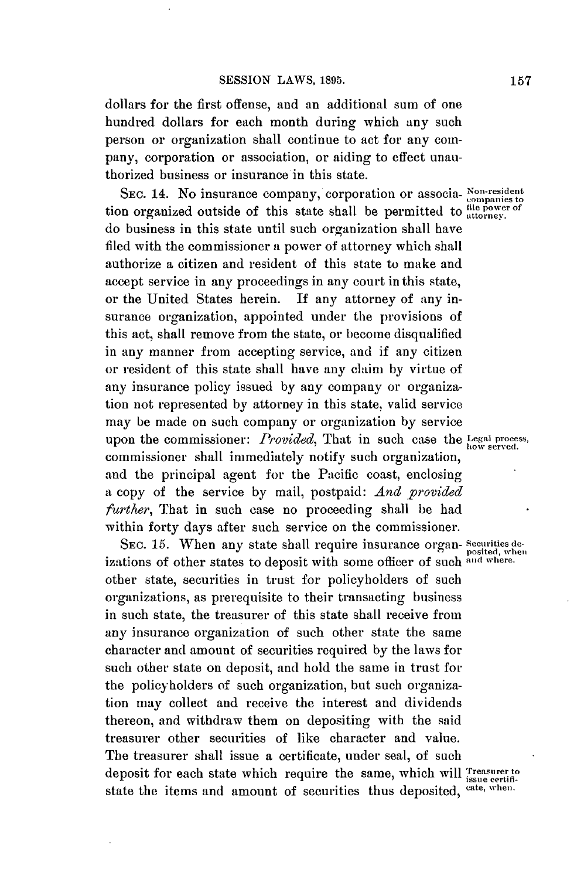dollars for the first offense, and an additional sum of one hundred dollars for each month during which any such person or organization shall continue to act for any company, corporation or association, or aiding to effect unauthorized business or insurance in this state.

Non-resident companies to file power of attorney.

SEC. 14. No insurance company, corporation or association organized outside of this state shall be permitted to do business in this state until such organization shall have filed with the commissioner a power of attorney which shall authorize a citizen and resident of this state to make and accept service in any proceedings in any court in this state, or the United States herein. If any attorney of any insurance organization, appointed under the provisions of this act, shall remove from the state, or become disqualified in any manner from accepting service, and if any citizen or resident of this state shall have any claim by virtue of any insurance policy issued by any company or organization not represented by attorney in this state, valid service may be made on such company or organization by service upon the commissioner: *Provided*, That in such case the commissioner shall immediately notify such organization, and the principal agent for the Pacific coast, enclosing a copy of the service by mail, postpaid: *And provided further*, That in such case no proceeding shall be had within forty days after such service on the commissioner.

Legal process, how served.

Securities deposited, when and where.

SEC. 15. When any state shall require insurance organizations of other states to deposit with some officer of such other state, securities in trust for policyholders of such organizations, as prerequisite to their transacting business in such state, the treasurer of this state shall receive from any insurance organization of such other state the same character and amount of securities required by the laws for such other state on deposit, and hold the same in trust for the policyholders of such organization, but such organization may collect and receive the interest and dividends thereon, and withdraw them on depositing with the said treasurer other securities of like character and value. The treasurer shall issue a certificate, under seal, of such deposit for each state which require the same, which will state the items and amount of securities thus deposited,

Treasurer to issue certificate, when.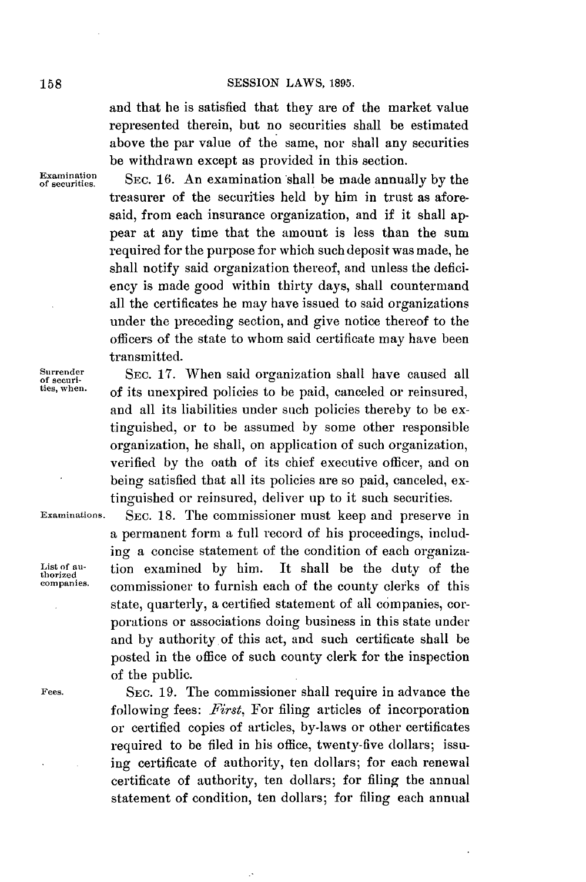and that he is satisfied that they are of the market value represented therein, but no securities shall be estimated above the par value of the same, nor shall any securities be withdrawn except as provided in this section.

Examination of securities.

SEC. 16. An examination shall be made annually by the treasurer of the securities held by him in trust as aforesaid, from each insurance organization, and if it shall appear at any time that the amount is less than the sum required for the purpose for which such deposit was made, he shall notify said organization thereof, and unless the deficiency is made good within thirty days, shall countermand all the certificates he may have issued to said organizations under the preceding section, and give notice thereof to the officers of the state to whom said certificate may have been transmitted.

Surrender of securities, when.

SEC. 17. When said organization shall have caused all of its unexpired policies to be paid, canceled or reinsured, and all its liabilities under such policies thereby to be extinguished, or to be assumed by some other responsible organization, he shall, on application of such organization, verified by the oath of its chief executive officer, and on being satisfied that all its policies are so paid, canceled, extinguished or reinsured, deliver up to it such securities.

Examinations.

SEC. 18. The commissioner must keep and preserve in a permanent form a full record of his proceedings, including a concise statement of the condition of each organization examined by him. It shall be the duty of the commissioner to furnish each of the county clerks of this state, quarterly, a certified statement of all companies, corporations or associations doing business in this state under and by authority of this act, and such certificate shall be posted in the office of such county clerk for the inspection of the public.

List of authorized companies.

Fees.

SEC. 19. The commissioner shall require in advance the following fees: *First*, For filing articles of incorporation or certified copies of articles, by-laws or other certificates required to be filed in his office, twenty-five dollars; issuing certificate of authority, ten dollars; for each renewal certificate of authority, ten dollars; for filing the annual statement of condition, ten dollars; for filing each annual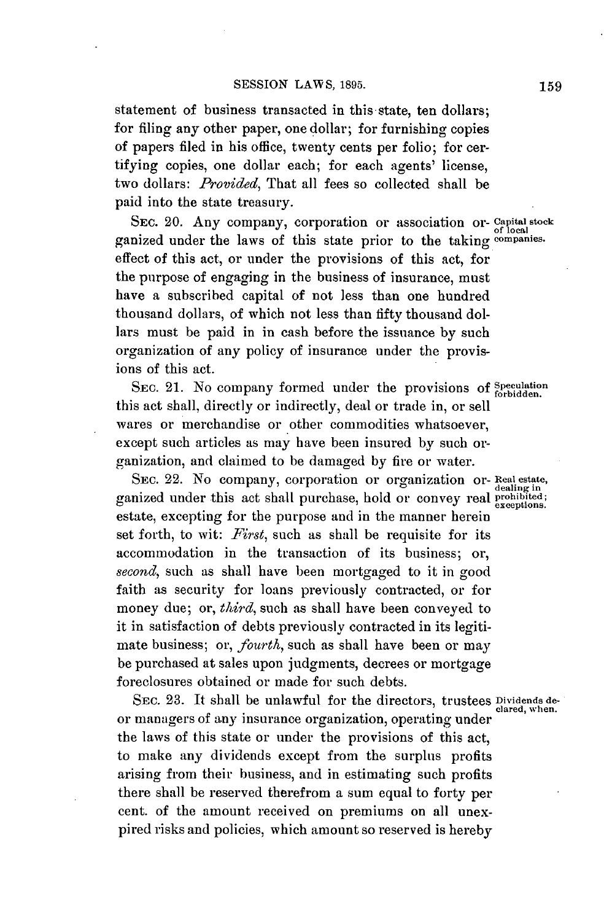statement of business transacted in this state, ten dollars; for filing any other paper, one dollar; for furnishing copies of papers filed in his office, twenty cents per folio; for certifying copies, one dollar each; for each agents' license, two dollars: *Provided*, That all fees so collected shall be paid into the state treasury.

**Capital stock of local companies.**

SEC. 20. Any company, corporation or association organized under the laws of this state prior to the taking effect of this act, or under the provisions of this act, for the purpose of engaging in the business of insurance, must have a subscribed capital of not less than one hundred thousand dollars, of which not less than fifty thousand dollars must be paid in in cash before the issuance by such organization of any policy of insurance under the provisions of this act.

**Speculation forbidden.**

SEC. 21. No company formed under the provisions of this act shall, directly or indirectly, deal or trade in, or sell wares or merchandise or other commodities whatsoever, except such articles as may have been insured by such organization, and claimed to be damaged by fire or water.

**Real estate, dealing in prohibited; exceptions.**

SEC. 22. No company, corporation or organization organized under this act shall purchase, hold or convey real estate, excepting for the purpose and in the manner herein set forth, to wit: *First*, such as shall be requisite for its accommodation in the transaction of its business; or, *second*, such as shall have been mortgaged to it in good faith as security for loans previously contracted, or for money due; or, *third*, such as shall have been conveyed to it in satisfaction of debts previously contracted in its legitimate business; or, *fourth*, such as shall have been or may be purchased at sales upon judgments, decrees or mortgage foreclosures obtained or made for such debts.

**Dividends declared, when.**

SEC. 23. It shall be unlawful for the directors, trustees or managers of any insurance organization, operating under the laws of this state or under the provisions of this act, to make any dividends except from the surplus profits arising from their business, and in estimating such profits there shall be reserved therefrom a sum equal to forty per cent. of the amount received on premiums on all unexpired risks and policies, which amount so reserved is hereby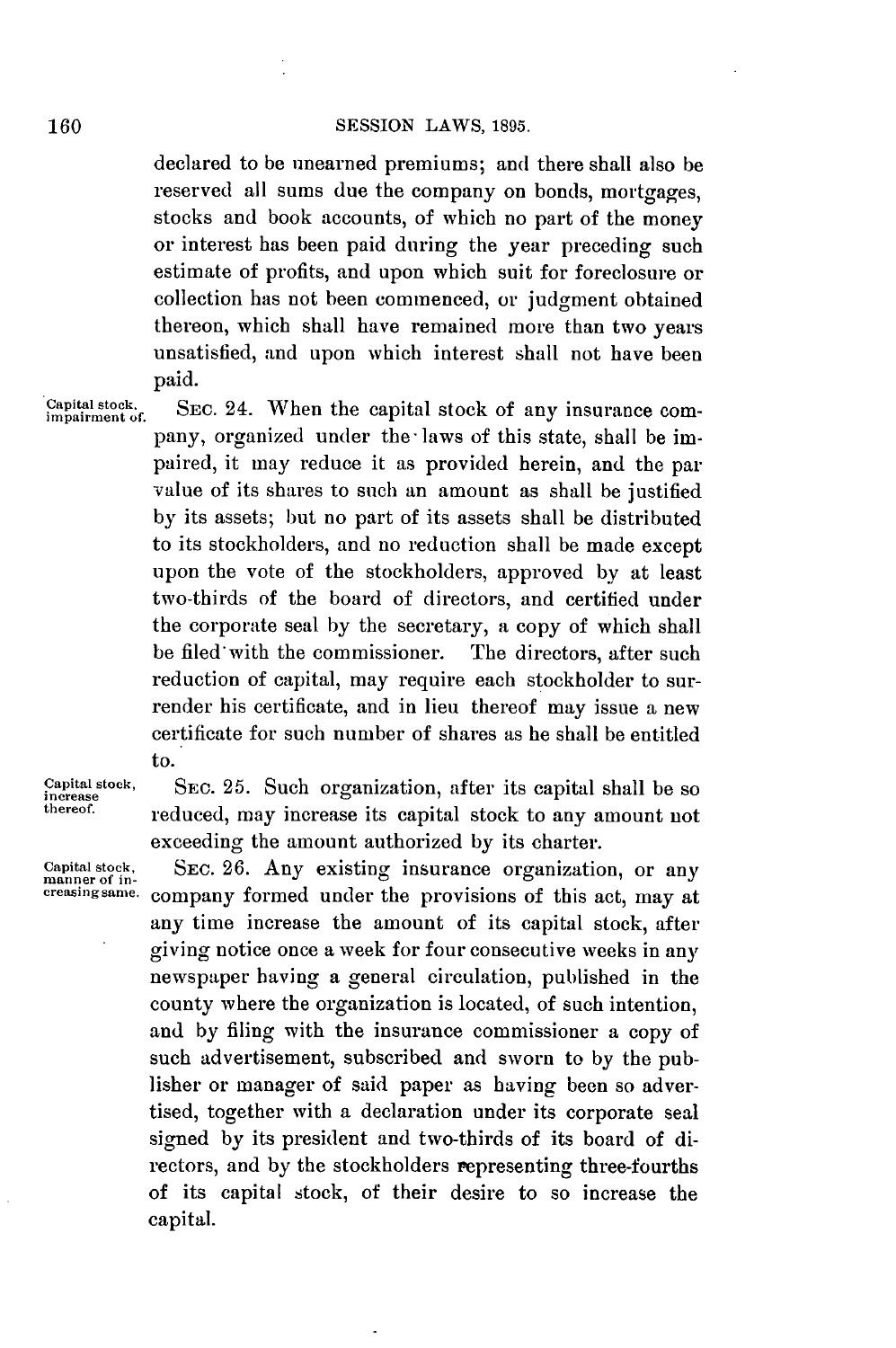declared to be unearned premiums; and there shall also be reserved all sums due the company on bonds, mortgages, stocks and book accounts, of which no part of the money or interest has been paid during the year preceding such estimate of profits, and upon which suit for foreclosure or collection has not been commenced, or judgment obtained thereon, which shall have remained more than two years unsatisfied, and upon which interest shall not have been paid.

*Capital stock, impairment of.*

SEC. 24. When the capital stock of any insurance company, organized under the laws of this state, shall be impaired, it may reduce it as provided herein, and the par value of its shares to such an amount as shall be justified by its assets; but no part of its assets shall be distributed to its stockholders, and no reduction shall be made except upon the vote of the stockholders, approved by at least two-thirds of the board of directors, and certified under the corporate seal by the secretary, a copy of which shall be filed with the commissioner. The directors, after such reduction of capital, may require each stockholder to surrender his certificate, and in lieu thereof may issue a new certificate for such number of shares as he shall be entitled to.

*Capital stock, increase thereof.*

SEC. 25. Such organization, after its capital shall be so reduced, may increase its capital stock to any amount not exceeding the amount authorized by its charter.

*Capital stock, manner of increasing same.*

SEC. 26. Any existing insurance organization, or any company formed under the provisions of this act, may at any time increase the amount of its capital stock, after giving notice once a week for four consecutive weeks in any newspaper having a general circulation, published in the county where the organization is located, of such intention, and by filing with the insurance commissioner a copy of such advertisement, subscribed and sworn to by the publisher or manager of said paper as having been so advertised, together with a declaration under its corporate seal signed by its president and two-thirds of its board of directors, and by the stockholders representing three-fourths of its capital stock, of their desire to so increase the capital.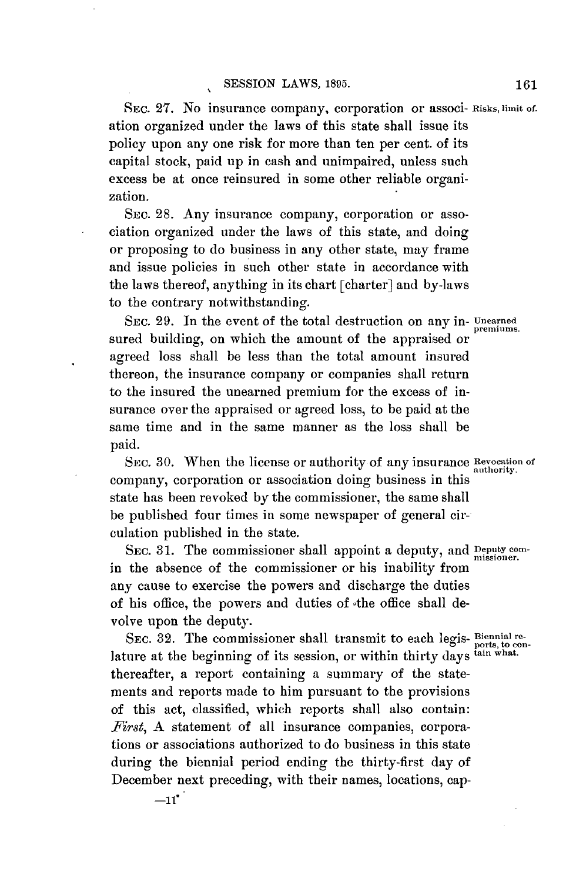SEC. 27. No insurance company, corporation or association organized under the laws of this state shall issue its policy upon any one risk for more than ten per cent. of its capital stock, paid up in cash and unimpaired, unless such excess be at once reinsured in some other reliable organization. Risks, limit of.

SEC. 28. Any insurance company, corporation or association organized under the laws of this state, and doing or proposing to do business in any other state, may frame and issue policies in such other state in accordance with the laws thereof, anything in its chart [charter] and by-laws to the contrary notwithstanding.

SEC. 29. In the event of the total destruction on any insured building, on which the amount of the appraised or agreed loss shall be less than the total amount insured thereon, the insurance company or companies shall return to the insured the unearned premium for the excess of insurance over the appraised or agreed loss, to be paid at the same time and in the same manner as the loss shall be paid. Unearned premiums.

SEC. 30. When the license or authority of any insurance company, corporation or association doing business in this state has been revoked by the commissioner, the same shall be published four times in some newspaper of general circulation published in the state. Revocation of authority.

SEC. 31. The commissioner shall appoint a deputy, and in the absence of the commissioner or his inability from any cause to exercise the powers and discharge the duties of his office, the powers and duties of the office shall devolve upon the deputy. Deputy commissioner.

SEC. 32. The commissioner shall transmit to each legislature at the beginning of its session, or within thirty days thereafter, a report containing a summary of the statements and reports made to him pursuant to the provisions of this act, classified, which reports shall also contain: *First*, A statement of all insurance companies, corporations or associations authorized to do business in this state during the biennial period ending the thirty-first day of December next preceding, with their names, locations, cap- Biennial reports, to contain what.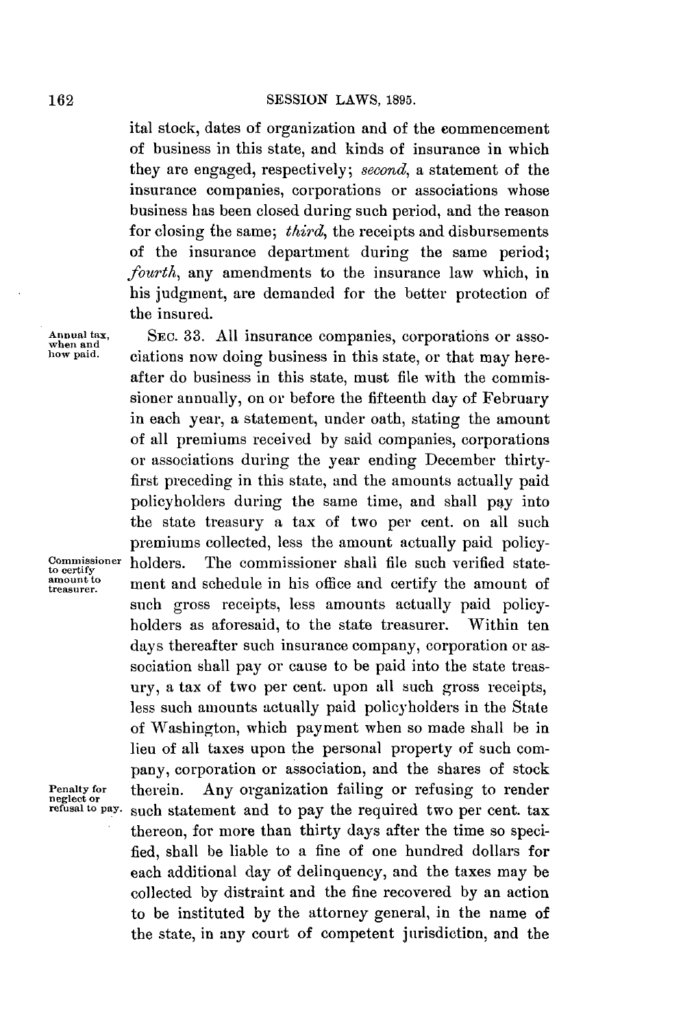ital stock, dates of organization and of the commencement of business in this state, and kinds of insurance in which they are engaged, respectively; *second*, a statement of the insurance companies, corporations or associations whose business has been closed during such period, and the reason for closing the same; *third*, the receipts and disbursements of the insurance department during the same period; *fourth*, any amendments to the insurance law which, in his judgment, are demanded for the better protection of the insured.

Annual tax, when and how paid.

SEC. 33. All insurance companies, corporations or associations now doing business in this state, or that may hereafter do business in this state, must file with the commissioner annually, on or before the fifteenth day of February in each year, a statement, under oath, stating the amount of all premiums received by said companies, corporations or associations during the year ending December thirty-first preceding in this state, and the amounts actually paid policyholders during the same time, and shall pay into the state treasury a tax of two per cent. on all such premiums collected, less the amount actually paid policyholders. The commissioner shall file such verified statement and schedule in his office and certify the amount of such gross receipts, less amounts actually paid policyholders as aforesaid, to the state treasurer. Within ten days thereafter such insurance company, corporation or association shall pay or cause to be paid into the state treasury, a tax of two per cent. upon all such gross receipts, less such amounts actually paid policyholders in the State of Washington, which payment when so made shall be in lieu of all taxes upon the personal property of such company, corporation or association, and the shares of stock therein. Any organization failing or refusing to render such statement and to pay the required two per cent. tax thereon, for more than thirty days after the time so specified, shall be liable to a fine of one hundred dollars for each additional day of delinquency, and the taxes may be collected by distraint and the fine recovered by an action to be instituted by the attorney general, in the name of the state, in any court of competent jurisdiction, and the

Commissioner to certify amount to treasurer.

Penalty for neglect or refusal to pay.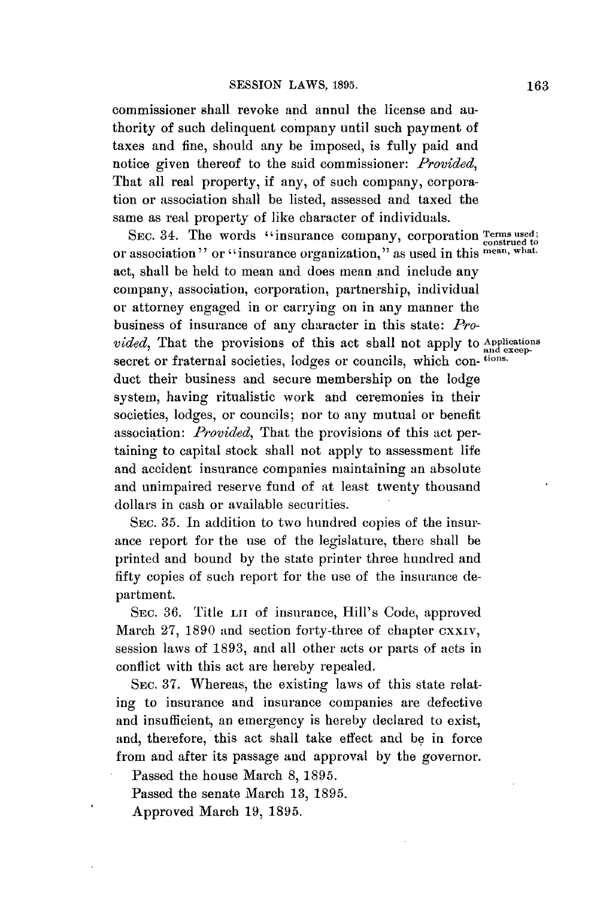commissioner shall revoke and annul the license and authority of such delinquent company until such payment of taxes and fine, should any be imposed, is fully paid and notice given thereof to the said commissioner: *Provided*, That all real property, if any, of such company, corporation or association shall be listed, assessed and taxed the same as real property of like character of individuals.

SEC. 34. The words "insurance company, corporation or association" or "insurance organization," as used in this act, shall be held to mean and does mean and include any company, association, corporation, partnership, individual or attorney engaged in or carrying on in any manner the business of insurance of any character in this state: *Provided*, That the provisions of this act shall not apply to secret or fraternal societies, lodges or councils, which conduct their business and secure membership on the lodge system, having ritualistic work and ceremonies in their societies, lodges, or councils; nor to any mutual or benefit association: *Provided*, That the provisions of this act pertaining to capital stock shall not apply to assessment life and accident insurance companies maintaining an absolute and unimpaired reserve fund of at least twenty thousand dollars in cash or available securities.

Terms used; construed to mean, what.

Applications and exceptions.

SEC. 35. In addition to two hundred copies of the insurance report for the use of the legislature, there shall be printed and bound by the state printer three hundred and fifty copies of such report for the use of the insurance department.

SEC. 36. Title LII of insurance, Hill's Code, approved March 27, 1890 and section forty-three of chapter CXXIV, session laws of 1893, and all other acts or parts of acts in conflict with this act are hereby repealed.

SEC. 37. Whereas, the existing laws of this state relating to insurance and insurance companies are defective and insufficient, an emergency is hereby declared to exist, and, therefore, this act shall take effect and be in force from and after its passage and approval by the governor.

Passed the house March 8, 1895.

Passed the senate March 13, 1895.

Approved March 19, 1895.